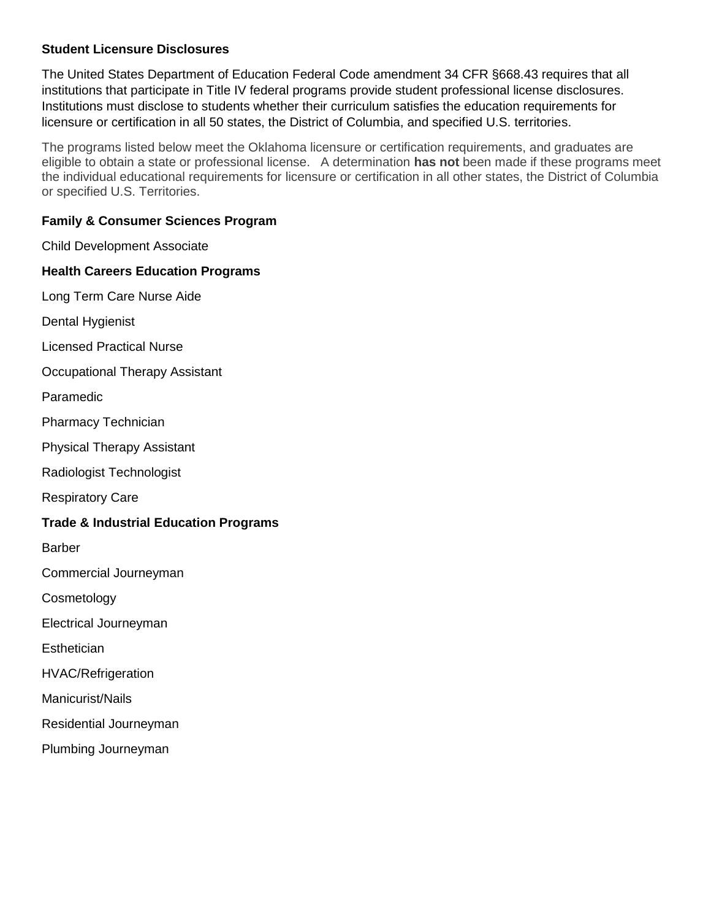## Student Licensure Disclosures

The United States Department of Education Federal Code amendment 34 CFR §668.43 requires that all institutions that participate in Title IV federal programs provide student professional license disclosures. Institutions must disclose to students whether their curriculum satisfies the education requirements for licensure or certification in all 50 states, the District of Columbia, and specified U.S. territories.

The programs listed below meet the Oklahoma licensure or certification requirements, and graduates are eligible to obtain a state or professional license. A determination **has not** been made if these programs meet the individual educational requirements for licensure or certification in all other states, the District of Columbia or specified U.S. Territories.

### Family & Consumer Sciences Program

Child Development Associate

### Health Careers Education Programs

Long Term Care Nurse Aide

Dental Hygienist

Licensed Practical Nurse

Occupational Therapy Assistant

Paramedic

Pharmacy Technician

Physical Therapy Assistant

Radiologist Technologist

Respiratory Care

### Trade & Industrial Education Programs

Barber

Commercial Journeyman

Cosmetology

Electrical Journeyman

Esthetician

HVAC/Refrigeration

Manicurist/Nails

Residential Journeyman

Plumbing Journeyman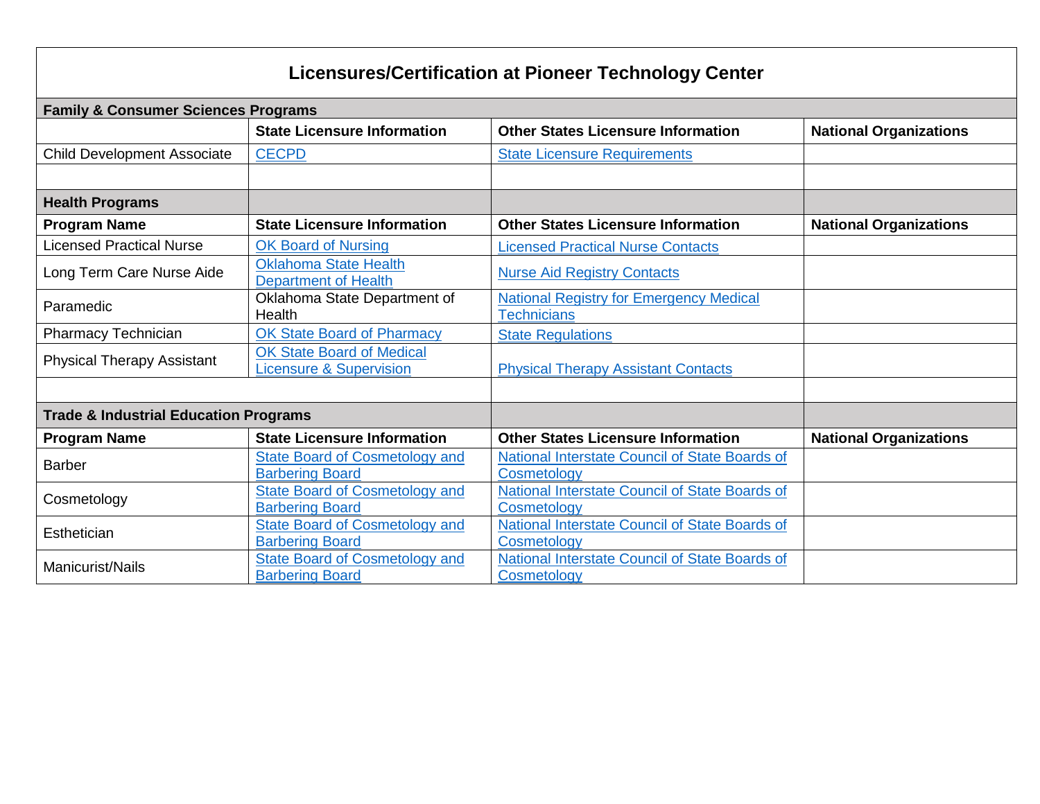# Licensures/Certification at Pioneer Technology Center

| | | | |
|---|---|---|---|
| **Family & Consumer Sciences Programs** | | | |
| | **State Licensure Information** | **Other States Licensure Information** | **National Organizations** |
| Child Development Associate | CECPD | State Licensure Requirements | |
| | | | |
| **Health Programs** | | | |
| **Program Name** | **State Licensure Information** | **Other States Licensure Information** | **National Organizations** |
| Licensed Practical Nurse | OK Board of Nursing | Licensed Practical Nurse Contacts | |
| Long Term Care Nurse Aide | Oklahoma State Health Department of Health | Nurse Aid Registry Contacts | |
| Paramedic | Oklahoma State Department of Health | National Registry for Emergency Medical Technicians | |
| Pharmacy Technician | OK State Board of Pharmacy | State Regulations | |
| Physical Therapy Assistant | OK State Board of Medical Licensure & Supervision | Physical Therapy Assistant Contacts | |
| | | | |
| **Trade & Industrial Education Programs** | | | |
| **Program Name** | **State Licensure Information** | **Other States Licensure Information** | **National Organizations** |
| Barber | State Board of Cosmetology and Barbering Board | National Interstate Council of State Boards of Cosmetology | |
| Cosmetology | State Board of Cosmetology and Barbering Board | National Interstate Council of State Boards of Cosmetology | |
| Esthetician | State Board of Cosmetology and Barbering Board | National Interstate Council of State Boards of Cosmetology | |
| Manicurist/Nails | State Board of Cosmetology and Barbering Board | National Interstate Council of State Boards of Cosmetology | |